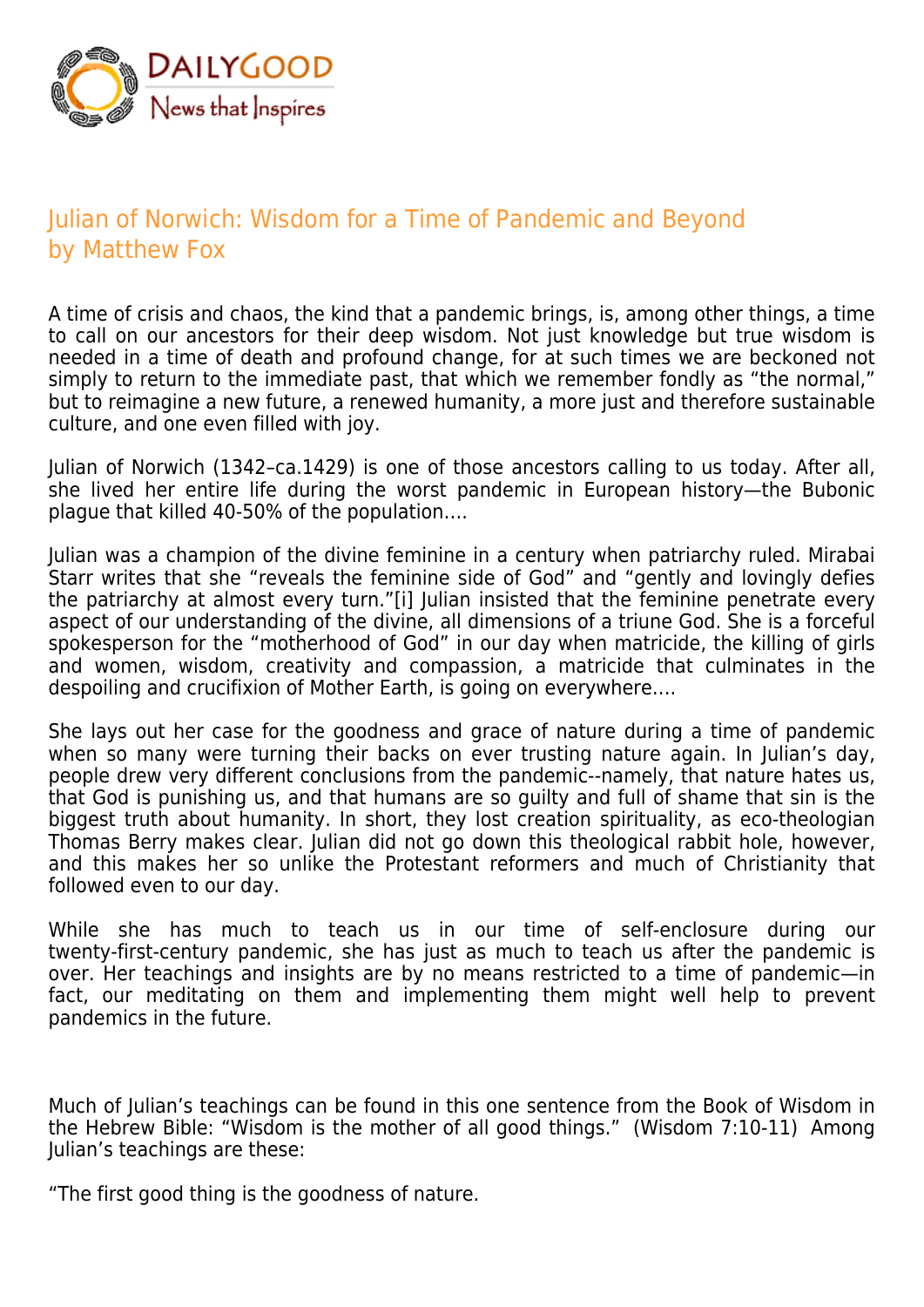# Julian of Norwich: Wisdom for a Time of Pandemic and Beyond
by Matthew Fox

A time of crisis and chaos, the kind that a pandemic brings, is, among other things, a time to call on our ancestors for their deep wisdom. Not just knowledge but true wisdom is needed in a time of death and profound change, for at such times we are beckoned not simply to return to the immediate past, that which we remember fondly as "the normal," but to reimagine a new future, a renewed humanity, a more just and therefore sustainable culture, and one even filled with joy.

Julian of Norwich (1342–ca.1429) is one of those ancestors calling to us today. After all, she lived her entire life during the worst pandemic in European history—the Bubonic plague that killed 40-50% of the population....

Julian was a champion of the divine feminine in a century when patriarchy ruled. Mirabai Starr writes that she "reveals the feminine side of God" and "gently and lovingly defies the patriarchy at almost every turn."[i] Julian insisted that the feminine penetrate every aspect of our understanding of the divine, all dimensions of a triune God. She is a forceful spokesperson for the "motherhood of God" in our day when matricide, the killing of girls and women, wisdom, creativity and compassion, a matricide that culminates in the despoiling and crucifixion of Mother Earth, is going on everywhere....

She lays out her case for the goodness and grace of nature during a time of pandemic when so many were turning their backs on ever trusting nature again. In Julian's day, people drew very different conclusions from the pandemic--namely, that nature hates us, that God is punishing us, and that humans are so guilty and full of shame that sin is the biggest truth about humanity. In short, they lost creation spirituality, as eco-theologian Thomas Berry makes clear. Julian did not go down this theological rabbit hole, however, and this makes her so unlike the Protestant reformers and much of Christianity that followed even to our day.

While she has much to teach us in our time of self-enclosure during our twenty-first-century pandemic, she has just as much to teach us after the pandemic is over. Her teachings and insights are by no means restricted to a time of pandemic—in fact, our meditating on them and implementing them might well help to prevent pandemics in the future.

Much of Julian's teachings can be found in this one sentence from the Book of Wisdom in the Hebrew Bible: "Wisdom is the mother of all good things." (Wisdom 7:10-11) Among Julian's teachings are these:

"The first good thing is the goodness of nature.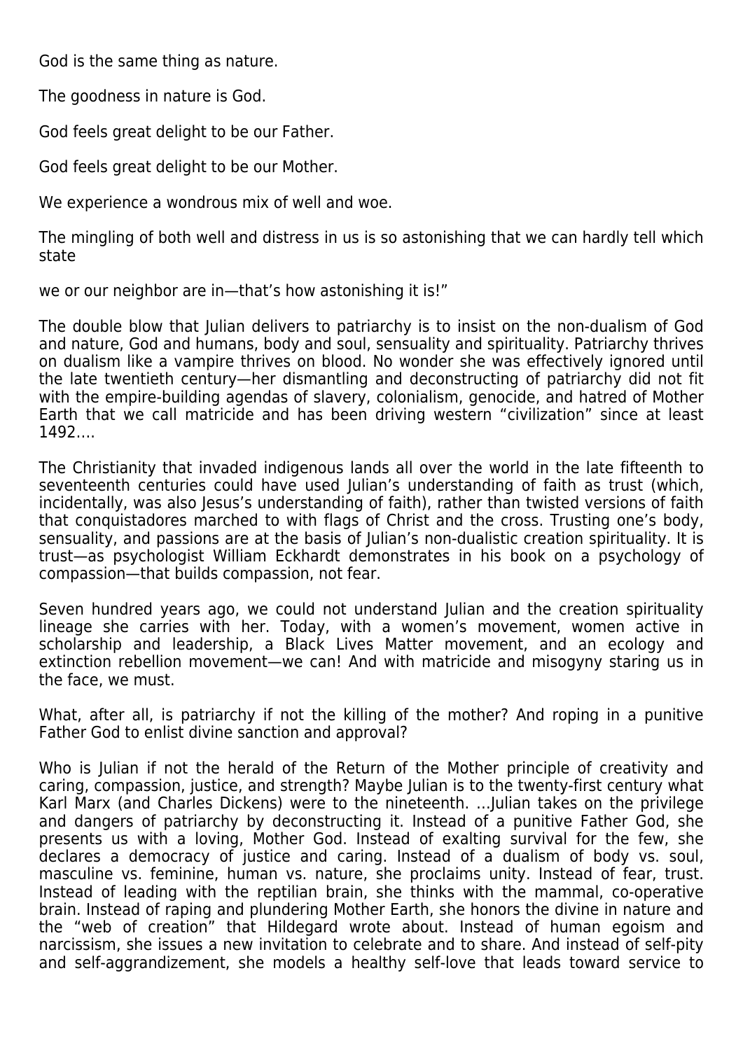God is the same thing as nature.

The goodness in nature is God.

God feels great delight to be our Father.

God feels great delight to be our Mother.

We experience a wondrous mix of well and woe.

The mingling of both well and distress in us is so astonishing that we can hardly tell which state

we or our neighbor are in—that's how astonishing it is!"

The double blow that Julian delivers to patriarchy is to insist on the non-dualism of God and nature, God and humans, body and soul, sensuality and spirituality. Patriarchy thrives on dualism like a vampire thrives on blood. No wonder she was effectively ignored until the late twentieth century—her dismantling and deconstructing of patriarchy did not fit with the empire-building agendas of slavery, colonialism, genocide, and hatred of Mother Earth that we call matricide and has been driving western "civilization" since at least 1492….

The Christianity that invaded indigenous lands all over the world in the late fifteenth to seventeenth centuries could have used Julian's understanding of faith as trust (which, incidentally, was also Jesus's understanding of faith), rather than twisted versions of faith that conquistadores marched to with flags of Christ and the cross. Trusting one's body, sensuality, and passions are at the basis of Julian's non-dualistic creation spirituality. It is trust—as psychologist William Eckhardt demonstrates in his book on a psychology of compassion—that builds compassion, not fear.

Seven hundred years ago, we could not understand Julian and the creation spirituality lineage she carries with her. Today, with a women's movement, women active in scholarship and leadership, a Black Lives Matter movement, and an ecology and extinction rebellion movement—we can! And with matricide and misogyny staring us in the face, we must.

What, after all, is patriarchy if not the killing of the mother? And roping in a punitive Father God to enlist divine sanction and approval?

Who is Julian if not the herald of the Return of the Mother principle of creativity and caring, compassion, justice, and strength? Maybe Julian is to the twenty-first century what Karl Marx (and Charles Dickens) were to the nineteenth. …Julian takes on the privilege and dangers of patriarchy by deconstructing it. Instead of a punitive Father God, she presents us with a loving, Mother God. Instead of exalting survival for the few, she declares a democracy of justice and caring. Instead of a dualism of body vs. soul, masculine vs. feminine, human vs. nature, she proclaims unity. Instead of fear, trust. Instead of leading with the reptilian brain, she thinks with the mammal, co-operative brain. Instead of raping and plundering Mother Earth, she honors the divine in nature and the "web of creation" that Hildegard wrote about. Instead of human egoism and narcissism, she issues a new invitation to celebrate and to share. And instead of self-pity and self-aggrandizement, she models a healthy self-love that leads toward service to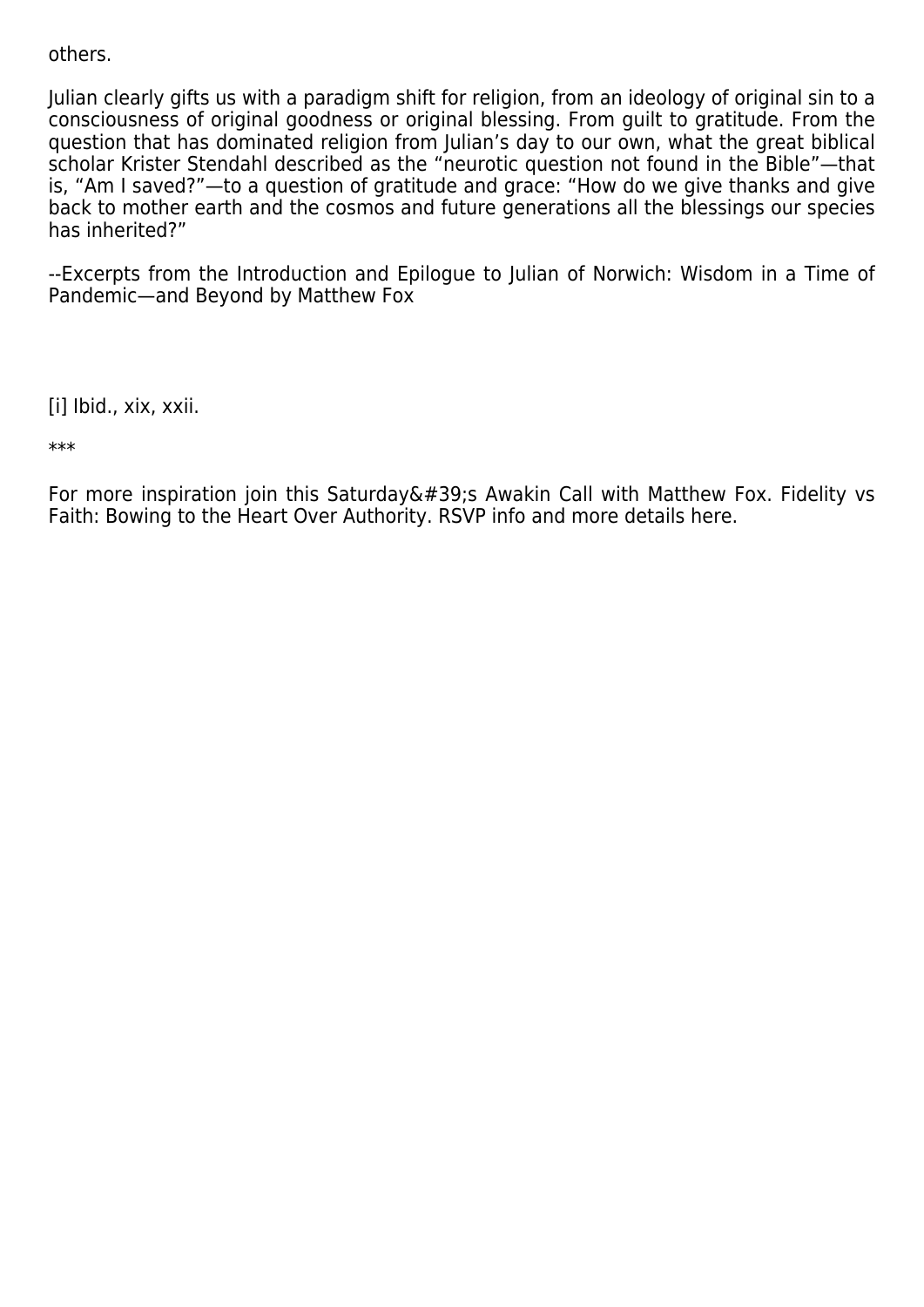others.

Julian clearly gifts us with a paradigm shift for religion, from an ideology of original sin to a consciousness of original goodness or original blessing. From guilt to gratitude. From the question that has dominated religion from Julian's day to our own, what the great biblical scholar Krister Stendahl described as the "neurotic question not found in the Bible"—that is, "Am I saved?"—to a question of gratitude and grace: "How do we give thanks and give back to mother earth and the cosmos and future generations all the blessings our species has inherited?"

--Excerpts from the Introduction and Epilogue to Julian of Norwich: Wisdom in a Time of Pandemic—and Beyond by Matthew Fox

[i] Ibid., xix, xxii.

***

For more inspiration join this Saturday&#39;s Awakin Call with Matthew Fox. Fidelity vs Faith: Bowing to the Heart Over Authority. RSVP info and more details here.